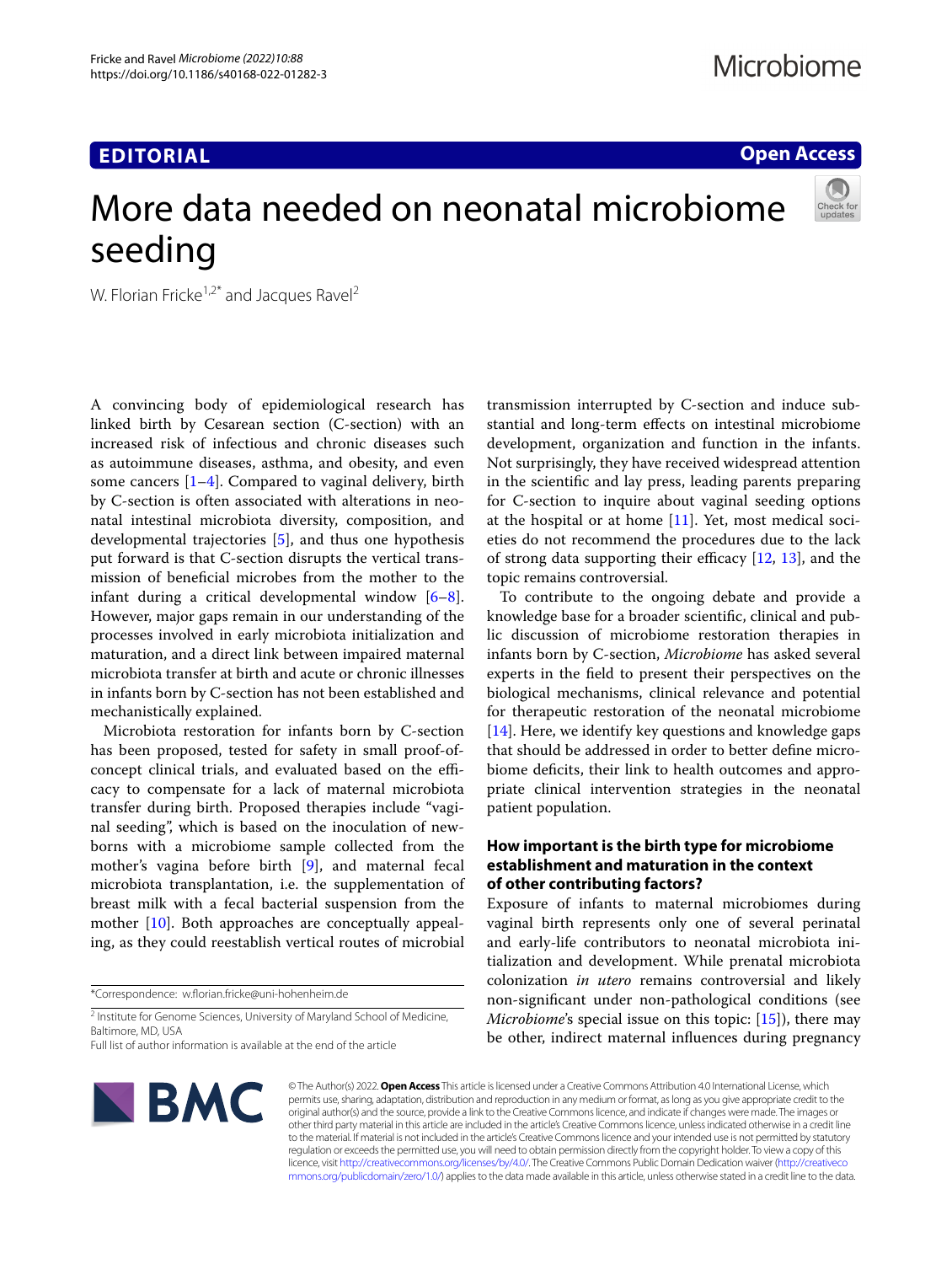EDITORIAL

Open Access

# More data needed on neonatal microbiome seeding

W. Florian Fricke[1,2*] and Jacques Ravel[2]

A convincing body of epidemiological research has linked birth by Cesarean section (C-section) with an increased risk of infectious and chronic diseases such as autoimmune diseases, asthma, and obesity, and even some cancers [1–4]. Compared to vaginal delivery, birth by C-section is often associated with alterations in neonatal intestinal microbiota diversity, composition, and developmental trajectories [5], and thus one hypothesis put forward is that C-section disrupts the vertical transmission of beneficial microbes from the mother to the infant during a critical developmental window [6–8]. However, major gaps remain in our understanding of the processes involved in early microbiota initialization and maturation, and a direct link between impaired maternal microbiota transfer at birth and acute or chronic illnesses in infants born by C-section has not been established and mechanistically explained.

Microbiota restoration for infants born by C-section has been proposed, tested for safety in small proof-of-concept clinical trials, and evaluated based on the efficacy to compensate for a lack of maternal microbiota transfer during birth. Proposed therapies include "vaginal seeding", which is based on the inoculation of newborns with a microbiome sample collected from the mother's vagina before birth [9], and maternal fecal microbiota transplantation, i.e. the supplementation of breast milk with a fecal bacterial suspension from the mother [10]. Both approaches are conceptually appealing, as they could reestablish vertical routes of microbial transmission interrupted by C-section and induce substantial and long-term effects on intestinal microbiome development, organization and function in the infants. Not surprisingly, they have received widespread attention in the scientific and lay press, leading parents preparing for C-section to inquire about vaginal seeding options at the hospital or at home [11]. Yet, most medical societies do not recommend the procedures due to the lack of strong data supporting their efficacy [12, 13], and the topic remains controversial.

To contribute to the ongoing debate and provide a knowledge base for a broader scientific, clinical and public discussion of microbiome restoration therapies in infants born by C-section, *Microbiome* has asked several experts in the field to present their perspectives on the biological mechanisms, clinical relevance and potential for therapeutic restoration of the neonatal microbiome [14]. Here, we identify key questions and knowledge gaps that should be addressed in order to better define microbiome deficits, their link to health outcomes and appropriate clinical intervention strategies in the neonatal patient population.

## How important is the birth type for microbiome establishment and maturation in the context of other contributing factors?

Exposure of infants to maternal microbiomes during vaginal birth represents only one of several perinatal and early-life contributors to neonatal microbiota initialization and development. While prenatal microbiota colonization *in utero* remains controversial and likely non-significant under non-pathological conditions (see *Microbiome*'s special issue on this topic: [15]), there may be other, indirect maternal influences during pregnancy

*Correspondence: w.florian.fricke@uni-hohenheim.de

[2] Institute for Genome Sciences, University of Maryland School of Medicine, Baltimore, MD, USA

Full list of author information is available at the end of the article

© The Author(s) 2022. **Open Access** This article is licensed under a Creative Commons Attribution 4.0 International License, which permits use, sharing, adaptation, distribution and reproduction in any medium or format, as long as you give appropriate credit to the original author(s) and the source, provide a link to the Creative Commons licence, and indicate if changes were made. The images or other third party material in this article are included in the article's Creative Commons licence, unless indicated otherwise in a credit line to the material. If material is not included in the article's Creative Commons licence and your intended use is not permitted by statutory regulation or exceeds the permitted use, you will need to obtain permission directly from the copyright holder. To view a copy of this licence, visit http://creativecommons.org/licenses/by/4.0/. The Creative Commons Public Domain Dedication waiver (http://creativecommons.org/publicdomain/zero/1.0/) applies to the data made available in this article, unless otherwise stated in a credit line to the data.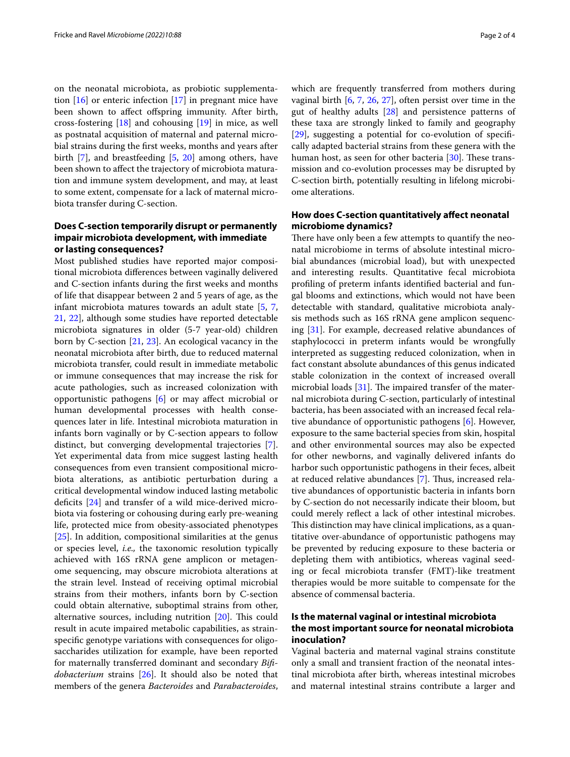on the neonatal microbiota, as probiotic supplementation [16] or enteric infection [17] in pregnant mice have been shown to affect offspring immunity. After birth, cross-fostering [18] and cohousing [19] in mice, as well as postnatal acquisition of maternal and paternal microbial strains during the first weeks, months and years after birth [7], and breastfeeding [5, 20] among others, have been shown to affect the trajectory of microbiota maturation and immune system development, and may, at least to some extent, compensate for a lack of maternal microbiota transfer during C-section.

## Does C-section temporarily disrupt or permanently impair microbiota development, with immediate or lasting consequences?

Most published studies have reported major compositional microbiota differences between vaginally delivered and C-section infants during the first weeks and months of life that disappear between 2 and 5 years of age, as the infant microbiota matures towards an adult state [5, 7, 21, 22], although some studies have reported detectable microbiota signatures in older (5-7 year-old) children born by C-section [21, 23]. An ecological vacancy in the neonatal microbiota after birth, due to reduced maternal microbiota transfer, could result in immediate metabolic or immune consequences that may increase the risk for acute pathologies, such as increased colonization with opportunistic pathogens [6] or may affect microbial or human developmental processes with health consequences later in life. Intestinal microbiota maturation in infants born vaginally or by C-section appears to follow distinct, but converging developmental trajectories [7]. Yet experimental data from mice suggest lasting health consequences from even transient compositional microbiota alterations, as antibiotic perturbation during a critical developmental window induced lasting metabolic deficits [24] and transfer of a wild mice-derived microbiota via fostering or cohousing during early pre-weaning life, protected mice from obesity-associated phenotypes [25]. In addition, compositional similarities at the genus or species level, *i.e.,* the taxonomic resolution typically achieved with 16S rRNA gene amplicon or metagenome sequencing, may obscure microbiota alterations at the strain level. Instead of receiving optimal microbial strains from their mothers, infants born by C-section could obtain alternative, suboptimal strains from other, alternative sources, including nutrition [20]. This could result in acute impaired metabolic capabilities, as strain-specific genotype variations with consequences for oligosaccharides utilization for example, have been reported for maternally transferred dominant and secondary *Bifidobacterium* strains [26]. It should also be noted that members of the genera *Bacteroides* and *Parabacteroides*, which are frequently transferred from mothers during vaginal birth [6, 7, 26, 27], often persist over time in the gut of healthy adults [28] and persistence patterns of these taxa are strongly linked to family and geography [29], suggesting a potential for co-evolution of specifically adapted bacterial strains from these genera with the human host, as seen for other bacteria [30]. These transmission and co-evolution processes may be disrupted by C-section birth, potentially resulting in lifelong microbiome alterations.

## How does C-section quantitatively affect neonatal microbiome dynamics?

There have only been a few attempts to quantify the neonatal microbiome in terms of absolute intestinal microbial abundances (microbial load), but with unexpected and interesting results. Quantitative fecal microbiota profiling of preterm infants identified bacterial and fungal blooms and extinctions, which would not have been detectable with standard, qualitative microbiota analysis methods such as 16S rRNA gene amplicon sequencing [31]. For example, decreased relative abundances of staphylococci in preterm infants would be wrongfully interpreted as suggesting reduced colonization, when in fact constant absolute abundances of this genus indicated stable colonization in the context of increased overall microbial loads [31]. The impaired transfer of the maternal microbiota during C-section, particularly of intestinal bacteria, has been associated with an increased fecal relative abundance of opportunistic pathogens [6]. However, exposure to the same bacterial species from skin, hospital and other environmental sources may also be expected for other newborns, and vaginally delivered infants do harbor such opportunistic pathogens in their feces, albeit at reduced relative abundances [7]. Thus, increased relative abundances of opportunistic bacteria in infants born by C-section do not necessarily indicate their bloom, but could merely reflect a lack of other intestinal microbes. This distinction may have clinical implications, as a quantitative over-abundance of opportunistic pathogens may be prevented by reducing exposure to these bacteria or depleting them with antibiotics, whereas vaginal seeding or fecal microbiota transfer (FMT)-like treatment therapies would be more suitable to compensate for the absence of commensal bacteria.

## Is the maternal vaginal or intestinal microbiota the most important source for neonatal microbiota inoculation?

Vaginal bacteria and maternal vaginal strains constitute only a small and transient fraction of the neonatal intestinal microbiota after birth, whereas intestinal microbes and maternal intestinal strains contribute a larger and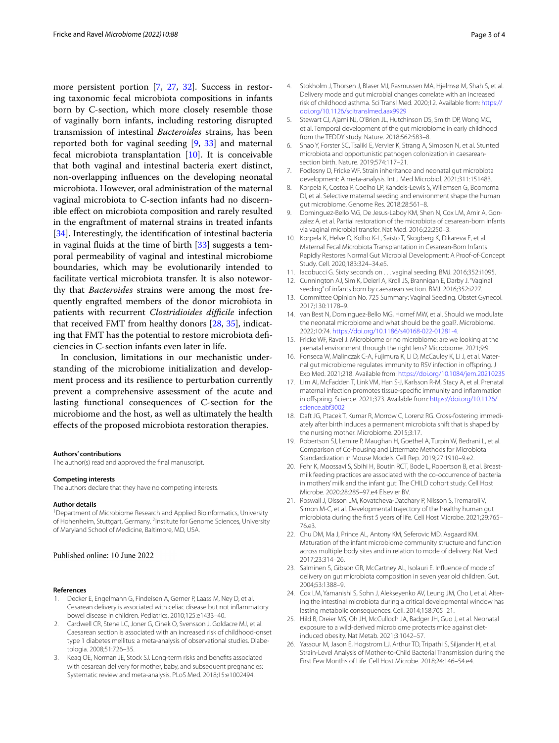more persistent portion [7, 27, 32]. Success in restoring taxonomic fecal microbiota compositions in infants born by C-section, which more closely resemble those of vaginally born infants, including restoring disrupted transmission of intestinal *Bacteroides* strains, has been reported both for vaginal seeding [9, 33] and maternal fecal microbiota transplantation [10]. It is conceivable that both vaginal and intestinal bacteria exert distinct, non-overlapping influences on the developing neonatal microbiota. However, oral administration of the maternal vaginal microbiota to C-section infants had no discernible effect on microbiota composition and rarely resulted in the engraftment of maternal strains in treated infants [34]. Interestingly, the identification of intestinal bacteria in vaginal fluids at the time of birth [33] suggests a temporal permeability of vaginal and intestinal microbiome boundaries, which may be evolutionarily intended to facilitate vertical microbiota transfer. It is also noteworthy that *Bacteroides* strains were among the most frequently engrafted members of the donor microbiota in patients with recurrent *Clostridioides difficile* infection that received FMT from healthy donors [28, 35], indicating that FMT has the potential to restore microbiota deficiencies in C-section infants even later in life.

In conclusion, limitations in our mechanistic understanding of the microbiome initialization and development process and its resilience to perturbation currently prevent a comprehensive assessment of the acute and lasting functional consequences of C-section for the microbiome and the host, as well as ultimately the health effects of the proposed microbiota restoration therapies.

**Authors' contributions**

The author(s) read and approved the final manuscript.

**Competing interests**

The authors declare that they have no competing interests.

**Author details**

[1]Department of Microbiome Research and Applied Bioinformatics, University of Hohenheim, Stuttgart, Germany. [2]Institute for Genome Sciences, University of Maryland School of Medicine, Baltimore, MD, USA.

Published online: 10 June 2022

**References**

1. Decker E, Engelmann G, Findeisen A, Gerner P, Laass M, Ney D, et al. Cesarean delivery is associated with celiac disease but not inflammatory bowel disease in children. Pediatrics. 2010;125:e1433–40.
2. Cardwell CR, Stene LC, Joner G, Cinek O, Svensson J, Goldacre MJ, et al. Caesarean section is associated with an increased risk of childhood-onset type 1 diabetes mellitus: a meta-analysis of observational studies. Diabetologia. 2008;51:726–35.
3. Keag OE, Norman JE, Stock SJ. Long-term risks and benefits associated with cesarean delivery for mother, baby, and subsequent pregnancies: Systematic review and meta-analysis. PLoS Med. 2018;15:e1002494.
4. Stokholm J, Thorsen J, Blaser MJ, Rasmussen MA, Hjelmsø M, Shah S, et al. Delivery mode and gut microbial changes correlate with an increased risk of childhood asthma. Sci Transl Med. 2020;12. Available from: https://doi.org/10.1126/scitranslmed.aax9929
5. Stewart CJ, Ajami NJ, O'Brien JL, Hutchinson DS, Smith DP, Wong MC, et al. Temporal development of the gut microbiome in early childhood from the TEDDY study. Nature. 2018;562:583–8.
6. Shao Y, Forster SC, Tsaliki E, Vervier K, Strang A, Simpson N, et al. Stunted microbiota and opportunistic pathogen colonization in caesarean-section birth. Nature. 2019;574:117–21.
7. Podlesny D, Fricke WF. Strain inheritance and neonatal gut microbiota development: A meta-analysis. Int J Med Microbiol. 2021;311:151483.
8. Korpela K, Costea P, Coelho LP, Kandels-Lewis S, Willemsen G, Boomsma DI, et al. Selective maternal seeding and environment shape the human gut microbiome. Genome Res. 2018;28:561–8.
9. Dominguez-Bello MG, De Jesus-Laboy KM, Shen N, Cox LM, Amir A, Gonzalez A, et al. Partial restoration of the microbiota of cesarean-born infants via vaginal microbial transfer. Nat Med. 2016;22:250–3.
10. Korpela K, Helve O, Kolho K-L, Saisto T, Skogberg K, Dikareva E, et al. Maternal Fecal Microbiota Transplantation in Cesarean-Born Infants Rapidly Restores Normal Gut Microbial Development: A Proof-of-Concept Study. Cell. 2020;183:324–34.e5.
11. Iacobucci G. Sixty seconds on . . . vaginal seeding. BMJ. 2016;352:i1095.
12. Cunnington AJ, Sim K, Deierl A, Kroll JS, Brannigan E, Darby J. "Vaginal seeding" of infants born by caesarean section. BMJ. 2016;352:i227.
13. Committee Opinion No. 725 Summary: Vaginal Seeding. Obstet Gynecol. 2017;130:1178–9.
14. van Best N, Dominguez-Bello MG, Hornef MW, et al. Should we modulate the neonatal microbiome and what should be the goal?. Microbiome. 2022;10:74. https://doi.org/10.1186/s40168-022-01281-4.
15. Fricke WF, Ravel J. Microbiome or no microbiome: are we looking at the prenatal environment through the right lens? Microbiome. 2021;9:9.
16. Fonseca W, Malinczak C-A, Fujimura K, Li D, McCauley K, Li J, et al. Maternal gut microbiome regulates immunity to RSV infection in offspring. J Exp Med. 2021;218. Available from: https://doi.org/10.1084/jem.20210235
17. Lim AI, McFadden T, Link VM, Han S-J, Karlsson R-M, Stacy A, et al. Prenatal maternal infection promotes tissue-specific immunity and inflammation in offspring. Science. 2021;373. Available from: https://doi.org/10.1126/science.abf3002
18. Daft JG, Ptacek T, Kumar R, Morrow C, Lorenz RG. Cross-fostering immediately after birth induces a permanent microbiota shift that is shaped by the nursing mother. Microbiome. 2015;3:17.
19. Robertson SJ, Lemire P, Maughan H, Goethel A, Turpin W, Bedrani L, et al. Comparison of Co-housing and Littermate Methods for Microbiota Standardization in Mouse Models. Cell Rep. 2019;27:1910–9.e2.
20. Fehr K, Moossavi S, Sbihi H, Boutin RCT, Bode L, Robertson B, et al. Breastmilk feeding practices are associated with the co-occurrence of bacteria in mothers' milk and the infant gut: The CHILD cohort study. Cell Host Microbe. 2020;28:285–97.e4 Elsevier BV.
21. Roswall J, Olsson LM, Kovatcheva-Datchary P, Nilsson S, Tremaroli V, Simon M-C, et al. Developmental trajectory of the healthy human gut microbiota during the first 5 years of life. Cell Host Microbe. 2021;29:765–76.e3.
22. Chu DM, Ma J, Prince AL, Antony KM, Seferovic MD, Aagaard KM. Maturation of the infant microbiome community structure and function across multiple body sites and in relation to mode of delivery. Nat Med. 2017;23:314–26.
23. Salminen S, Gibson GR, McCartney AL, Isolauri E. Influence of mode of delivery on gut microbiota composition in seven year old children. Gut. 2004;53:1388–9.
24. Cox LM, Yamanishi S, Sohn J, Alekseyenko AV, Leung JM, Cho I, et al. Altering the intestinal microbiota during a critical developmental window has lasting metabolic consequences. Cell. 2014;158:705–21.
25. Hild B, Dreier MS, Oh JH, McCulloch JA, Badger JH, Guo J, et al. Neonatal exposure to a wild-derived microbiome protects mice against diet-induced obesity. Nat Metab. 2021;3:1042–57.
26. Yassour M, Jason E, Hogstrom LJ, Arthur TD, Tripathi S, Siljander H, et al. Strain-Level Analysis of Mother-to-Child Bacterial Transmission during the First Few Months of Life. Cell Host Microbe. 2018;24:146–54.e4.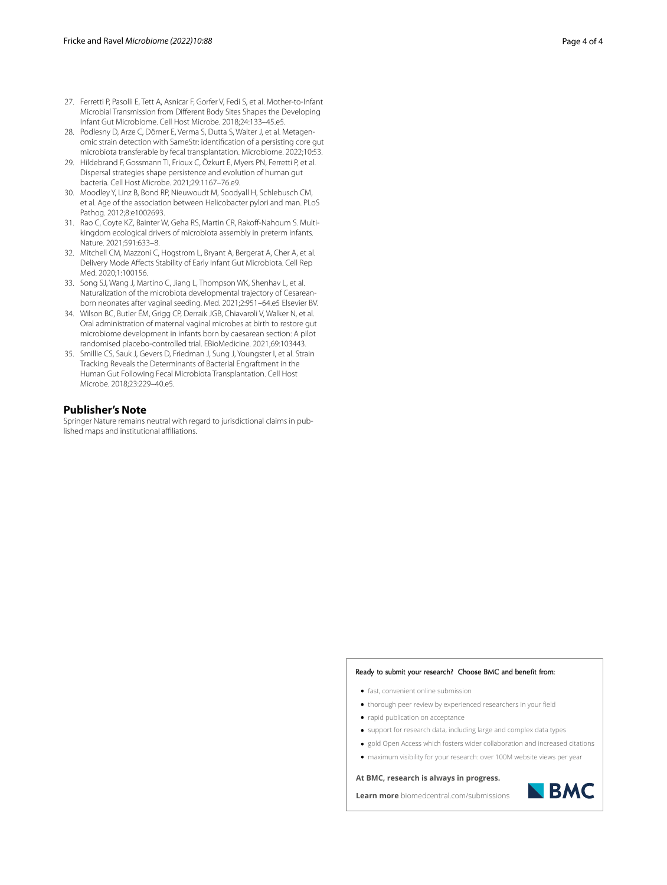27. Ferretti P, Pasolli E, Tett A, Asnicar F, Gorfer V, Fedi S, et al. Mother-to-Infant Microbial Transmission from Different Body Sites Shapes the Developing Infant Gut Microbiome. Cell Host Microbe. 2018;24:133–45.e5.
28. Podlesny D, Arze C, Dörner E, Verma S, Dutta S, Walter J, et al. Metagenomic strain detection with SameStr: identification of a persisting core gut microbiota transferable by fecal transplantation. Microbiome. 2022;10:53.
29. Hildebrand F, Gossmann TI, Frioux C, Özkurt E, Myers PN, Ferretti P, et al. Dispersal strategies shape persistence and evolution of human gut bacteria. Cell Host Microbe. 2021;29:1167–76.e9.
30. Moodley Y, Linz B, Bond RP, Nieuwoudt M, Soodyall H, Schlebusch CM, et al. Age of the association between Helicobacter pylori and man. PLoS Pathog. 2012;8:e1002693.
31. Rao C, Coyte KZ, Bainter W, Geha RS, Martin CR, Rakoff-Nahoum S. Multi-kingdom ecological drivers of microbiota assembly in preterm infants. Nature. 2021;591:633–8.
32. Mitchell CM, Mazzoni C, Hogstrom L, Bryant A, Bergerat A, Cher A, et al. Delivery Mode Affects Stability of Early Infant Gut Microbiota. Cell Rep Med. 2020;1:100156.
33. Song SJ, Wang J, Martino C, Jiang L, Thompson WK, Shenhav L, et al. Naturalization of the microbiota developmental trajectory of Cesarean-born neonates after vaginal seeding. Med. 2021;2:951–64.e5 Elsevier BV.
34. Wilson BC, Butler ÉM, Grigg CP, Derraik JGB, Chiavaroli V, Walker N, et al. Oral administration of maternal vaginal microbes at birth to restore gut microbiome development in infants born by caesarean section: A pilot randomised placebo-controlled trial. EBioMedicine. 2021;69:103443.
35. Smillie CS, Sauk J, Gevers D, Friedman J, Sung J, Youngster I, et al. Strain Tracking Reveals the Determinants of Bacterial Engraftment in the Human Gut Following Fecal Microbiota Transplantation. Cell Host Microbe. 2018;23:229–40.e5.

## Publisher's Note

Springer Nature remains neutral with regard to jurisdictional claims in published maps and institutional affiliations.

Ready to submit your research? Choose BMC and benefit from:

- fast, convenient online submission
- thorough peer review by experienced researchers in your field
- rapid publication on acceptance
- support for research data, including large and complex data types
- gold Open Access which fosters wider collaboration and increased citations
- maximum visibility for your research: over 100M website views per year

**At BMC, research is always in progress.**

**Learn more** biomedcentral.com/submissions

BMC